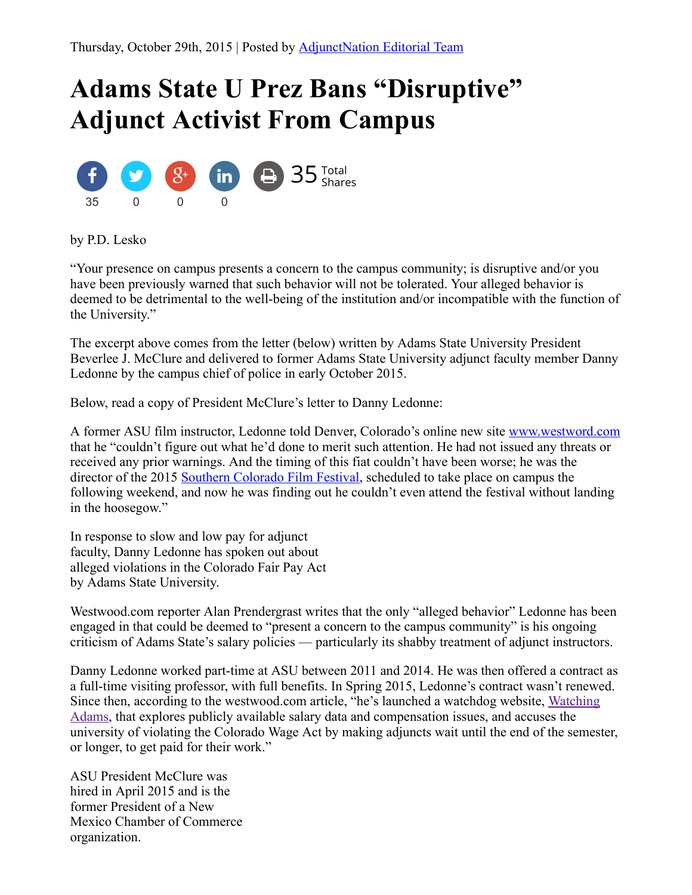Thursday, October 29th, 2015 | Posted by AdjunctNation Editorial Team

# Adams State U Prez Bans "Disruptive" Adjunct Activist From Campus

35 0 0 0 35 Total Shares

by P.D. Lesko

"Your presence on campus presents a concern to the campus community; is disruptive and/or you have been previously warned that such behavior will not be tolerated. Your alleged behavior is deemed to be detrimental to the well-being of the institution and/or incompatible with the function of the University."

The excerpt above comes from the letter (below) written by Adams State University President Beverlee J. McClure and delivered to former Adams State University adjunct faculty member Danny Ledonne by the campus chief of police in early October 2015.

Below, read a copy of President McClure's letter to Danny Ledonne:

A former ASU film instructor, Ledonne told Denver, Colorado's online new site www.westword.com that he "couldn't figure out what he'd done to merit such attention. He had not issued any threats or received any prior warnings. And the timing of this fiat couldn't have been worse; he was the director of the 2015 Southern Colorado Film Festival, scheduled to take place on campus the following weekend, and now he was finding out he couldn't even attend the festival without landing in the hoosegow."

In response to slow and low pay for adjunct faculty, Danny Ledonne has spoken out about alleged violations in the Colorado Fair Pay Act by Adams State University.

Westwood.com reporter Alan Prendergrast writes that the only "alleged behavior" Ledonne has been engaged in that could be deemed to "present a concern to the campus community" is his ongoing criticism of Adams State's salary policies — particularly its shabby treatment of adjunct instructors.

Danny Ledonne worked part-time at ASU between 2011 and 2014. He was then offered a contract as a full-time visiting professor, with full benefits. In Spring 2015, Ledonne's contract wasn't renewed. Since then, according to the westwood.com article, "he's launched a watchdog website, Watching Adams, that explores publicly available salary data and compensation issues, and accuses the university of violating the Colorado Wage Act by making adjuncts wait until the end of the semester, or longer, to get paid for their work."

ASU President McClure was hired in April 2015 and is the former President of a New Mexico Chamber of Commerce organization.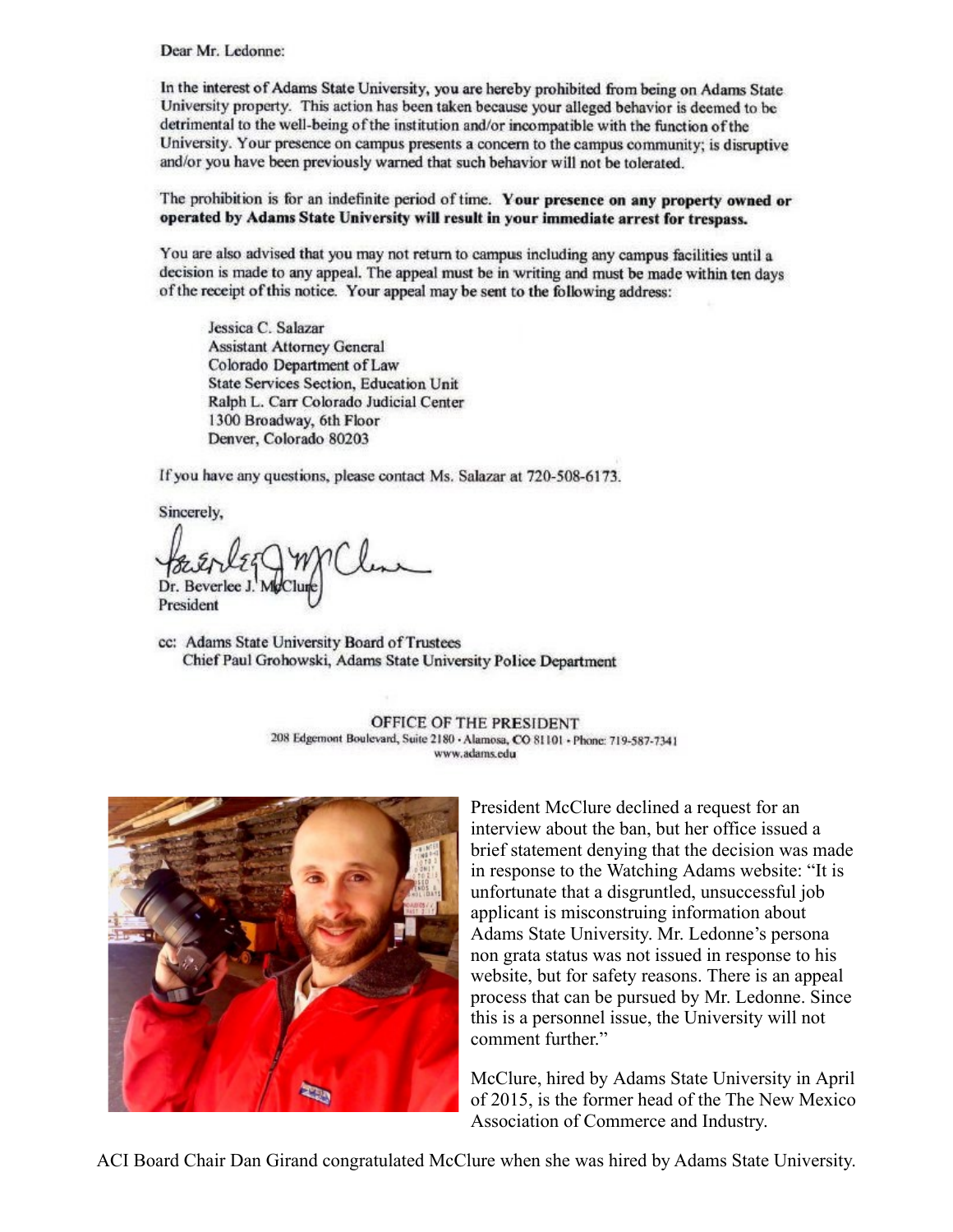Dear Mr. Ledonne:

In the interest of Adams State University, you are hereby prohibited from being on Adams State University property. This action has been taken because your alleged behavior is deemed to be detrimental to the well-being of the institution and/or incompatible with the function of the University. Your presence on campus presents a concern to the campus community; is disruptive and/or you have been previously warned that such behavior will not be tolerated.

The prohibition is for an indefinite period of time. **Your presence on any property owned or operated by Adams State University will result in your immediate arrest for trespass.**

You are also advised that you may not return to campus including any campus facilities until a decision is made to any appeal. The appeal must be in writing and must be made within ten days of the receipt of this notice. Your appeal may be sent to the following address:

Jessica C. Salazar
Assistant Attorney General
Colorado Department of Law
State Services Section, Education Unit
Ralph L. Carr Colorado Judicial Center
1300 Broadway, 6th Floor
Denver, Colorado 80203

If you have any questions, please contact Ms. Salazar at 720-508-6173.

Sincerely,

Dr. Beverlee J. McClure
President

cc: Adams State University Board of Trustees
Chief Paul Grohowski, Adams State University Police Department

OFFICE OF THE PRESIDENT
208 Edgemont Boulevard, Suite 2180 · Alamosa, CO 81101 · Phone: 719-587-7341
www.adams.edu

President McClure declined a request for an interview about the ban, but her office issued a brief statement denying that the decision was made in response to the Watching Adams website: "It is unfortunate that a disgruntled, unsuccessful job applicant is misconstruing information about Adams State University. Mr. Ledonne's persona non grata status was not issued in response to his website, but for safety reasons. There is an appeal process that can be pursued by Mr. Ledonne. Since this is a personnel issue, the University will not comment further."

McClure, hired by Adams State University in April of 2015, is the former head of the The New Mexico Association of Commerce and Industry.

ACI Board Chair Dan Girand congratulated McClure when she was hired by Adams State University.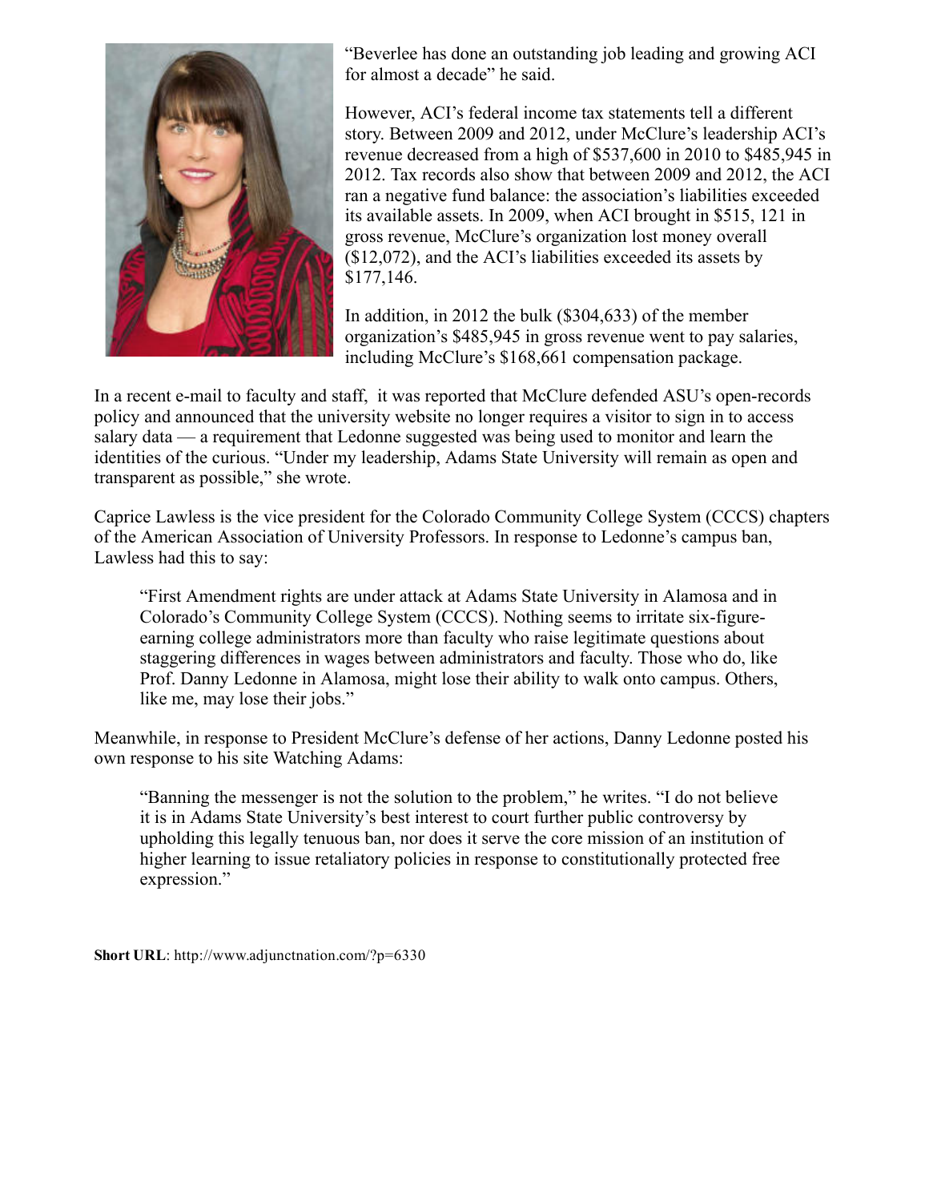"Beverlee has done an outstanding job leading and growing ACI for almost a decade" he said.

However, ACI's federal income tax statements tell a different story. Between 2009 and 2012, under McClure's leadership ACI's revenue decreased from a high of $537,600 in 2010 to $485,945 in 2012. Tax records also show that between 2009 and 2012, the ACI ran a negative fund balance: the association's liabilities exceeded its available assets. In 2009, when ACI brought in $515, 121 in gross revenue, McClure's organization lost money overall ($12,072), and the ACI's liabilities exceeded its assets by $177,146.

In addition, in 2012 the bulk ($304,633) of the member organization's $485,945 in gross revenue went to pay salaries, including McClure's $168,661 compensation package.

In a recent e-mail to faculty and staff, it was reported that McClure defended ASU's open-records policy and announced that the university website no longer requires a visitor to sign in to access salary data — a requirement that Ledonne suggested was being used to monitor and learn the identities of the curious. "Under my leadership, Adams State University will remain as open and transparent as possible," she wrote.

Caprice Lawless is the vice president for the Colorado Community College System (CCCS) chapters of the American Association of University Professors. In response to Ledonne's campus ban, Lawless had this to say:

> "First Amendment rights are under attack at Adams State University in Alamosa and in Colorado's Community College System (CCCS). Nothing seems to irritate six-figure-earning college administrators more than faculty who raise legitimate questions about staggering differences in wages between administrators and faculty. Those who do, like Prof. Danny Ledonne in Alamosa, might lose their ability to walk onto campus. Others, like me, may lose their jobs."

Meanwhile, in response to President McClure's defense of her actions, Danny Ledonne posted his own response to his site Watching Adams:

> "Banning the messenger is not the solution to the problem," he writes. "I do not believe it is in Adams State University's best interest to court further public controversy by upholding this legally tenuous ban, nor does it serve the core mission of an institution of higher learning to issue retaliatory policies in response to constitutionally protected free expression."

**Short URL**: http://www.adjunctnation.com/?p=6330